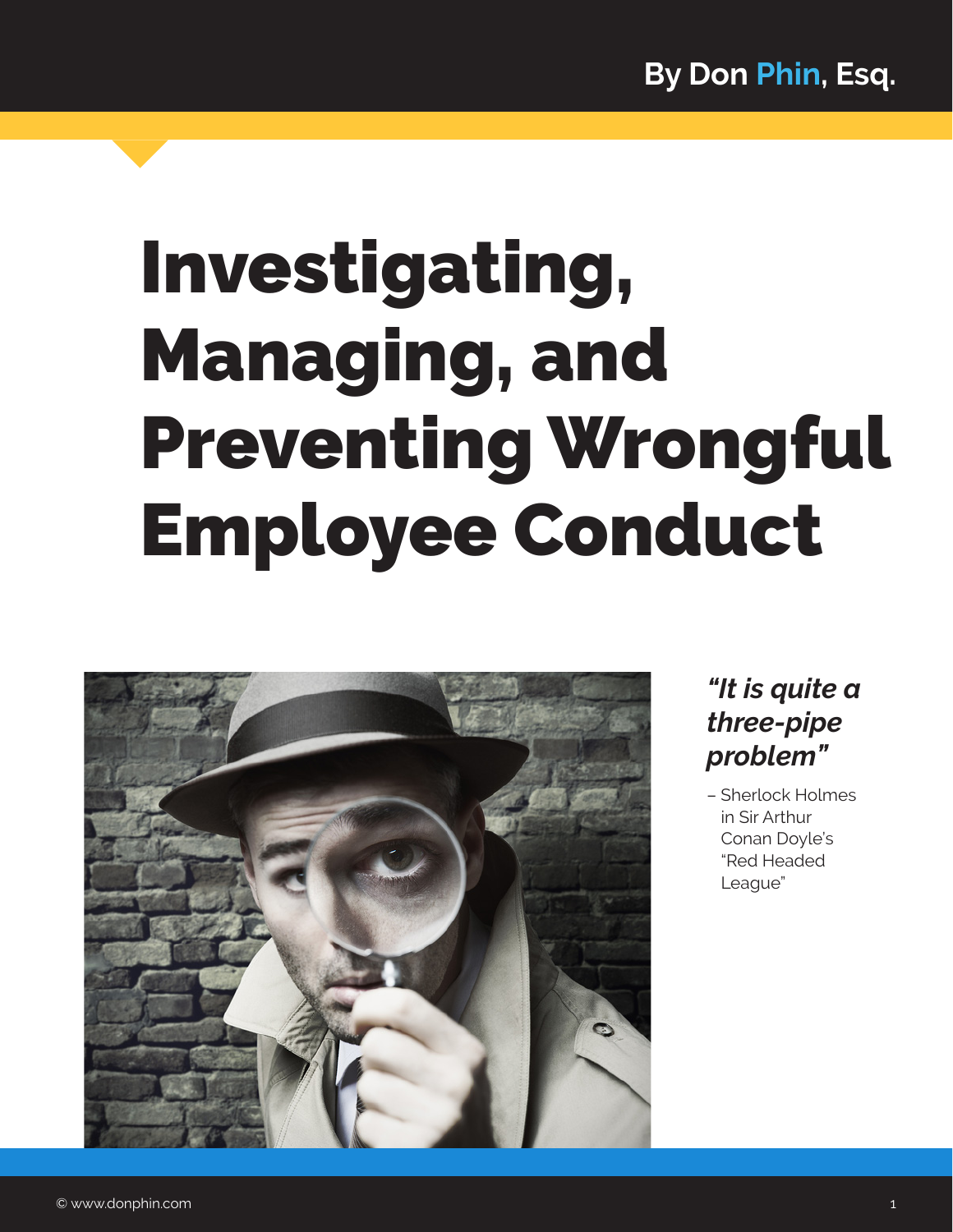By Don Phin, Esq.

# Investigating, Managing, and Preventing Wrongful Employee Conduct

***"It is quite a three-pipe problem"***

– Sherlock Holmes in Sir Arthur Conan Doyle's "Red Headed League"

© www.donphin.com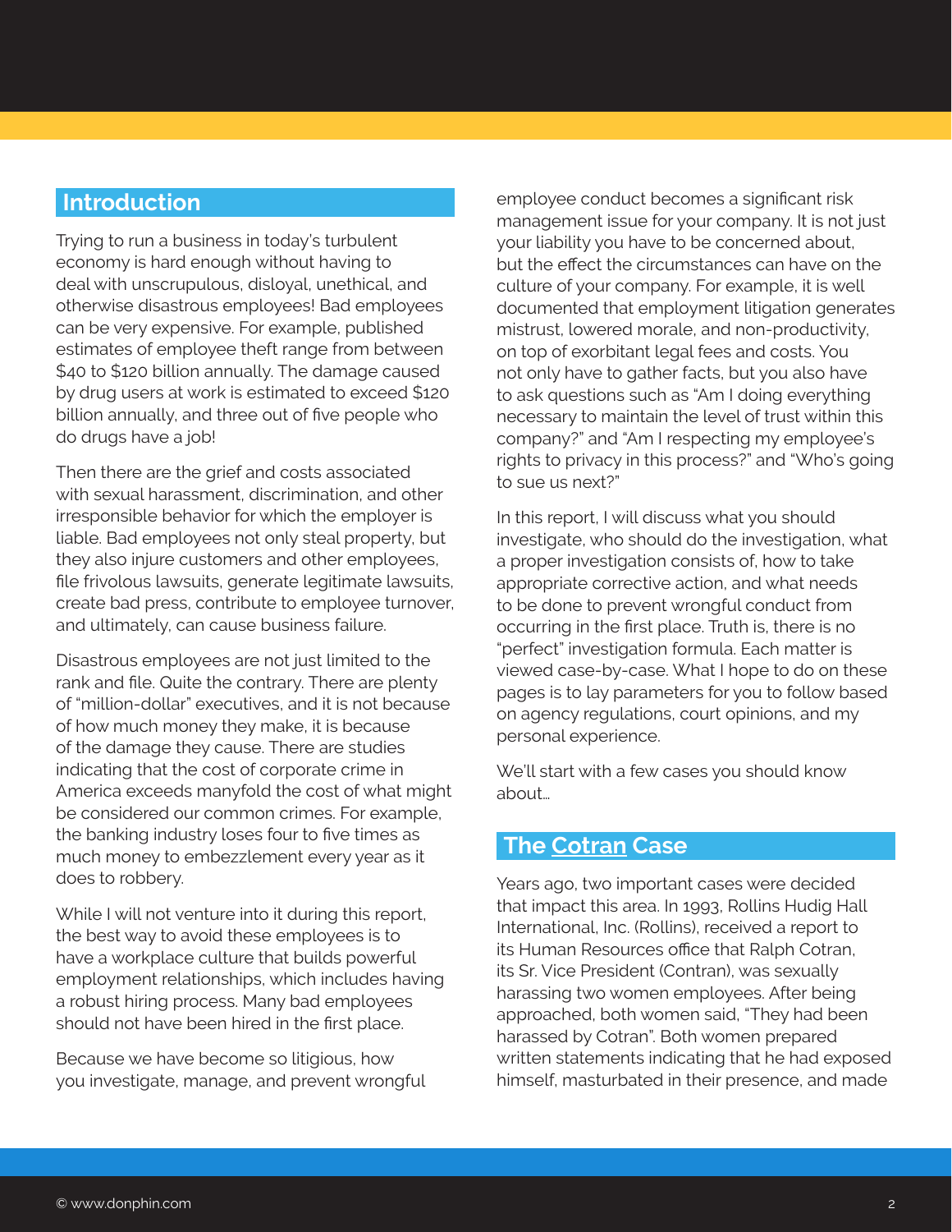## Introduction

Trying to run a business in today's turbulent economy is hard enough without having to deal with unscrupulous, disloyal, unethical, and otherwise disastrous employees! Bad employees can be very expensive. For example, published estimates of employee theft range from between $40 to $120 billion annually. The damage caused by drug users at work is estimated to exceed $120 billion annually, and three out of five people who do drugs have a job!

Then there are the grief and costs associated with sexual harassment, discrimination, and other irresponsible behavior for which the employer is liable. Bad employees not only steal property, but they also injure customers and other employees, file frivolous lawsuits, generate legitimate lawsuits, create bad press, contribute to employee turnover, and ultimately, can cause business failure.

Disastrous employees are not just limited to the rank and file. Quite the contrary. There are plenty of "million-dollar" executives, and it is not because of how much money they make, it is because of the damage they cause. There are studies indicating that the cost of corporate crime in America exceeds manyfold the cost of what might be considered our common crimes. For example, the banking industry loses four to five times as much money to embezzlement every year as it does to robbery.

While I will not venture into it during this report, the best way to avoid these employees is to have a workplace culture that builds powerful employment relationships, which includes having a robust hiring process. Many bad employees should not have been hired in the first place.

Because we have become so litigious, how you investigate, manage, and prevent wrongful employee conduct becomes a significant risk management issue for your company. It is not just your liability you have to be concerned about, but the effect the circumstances can have on the culture of your company. For example, it is well documented that employment litigation generates mistrust, lowered morale, and non-productivity, on top of exorbitant legal fees and costs. You not only have to gather facts, but you also have to ask questions such as "Am I doing everything necessary to maintain the level of trust within this company?" and "Am I respecting my employee's rights to privacy in this process?" and "Who's going to sue us next?"

In this report, I will discuss what you should investigate, who should do the investigation, what a proper investigation consists of, how to take appropriate corrective action, and what needs to be done to prevent wrongful conduct from occurring in the first place. Truth is, there is no "perfect" investigation formula. Each matter is viewed case-by-case. What I hope to do on these pages is to lay parameters for you to follow based on agency regulations, court opinions, and my personal experience.

We'll start with a few cases you should know about…

## The Cotran Case

Years ago, two important cases were decided that impact this area. In 1993, Rollins Hudig Hall International, Inc. (Rollins), received a report to its Human Resources office that Ralph Cotran, its Sr. Vice President (Contran), was sexually harassing two women employees. After being approached, both women said, "They had been harassed by Cotran". Both women prepared written statements indicating that he had exposed himself, masturbated in their presence, and made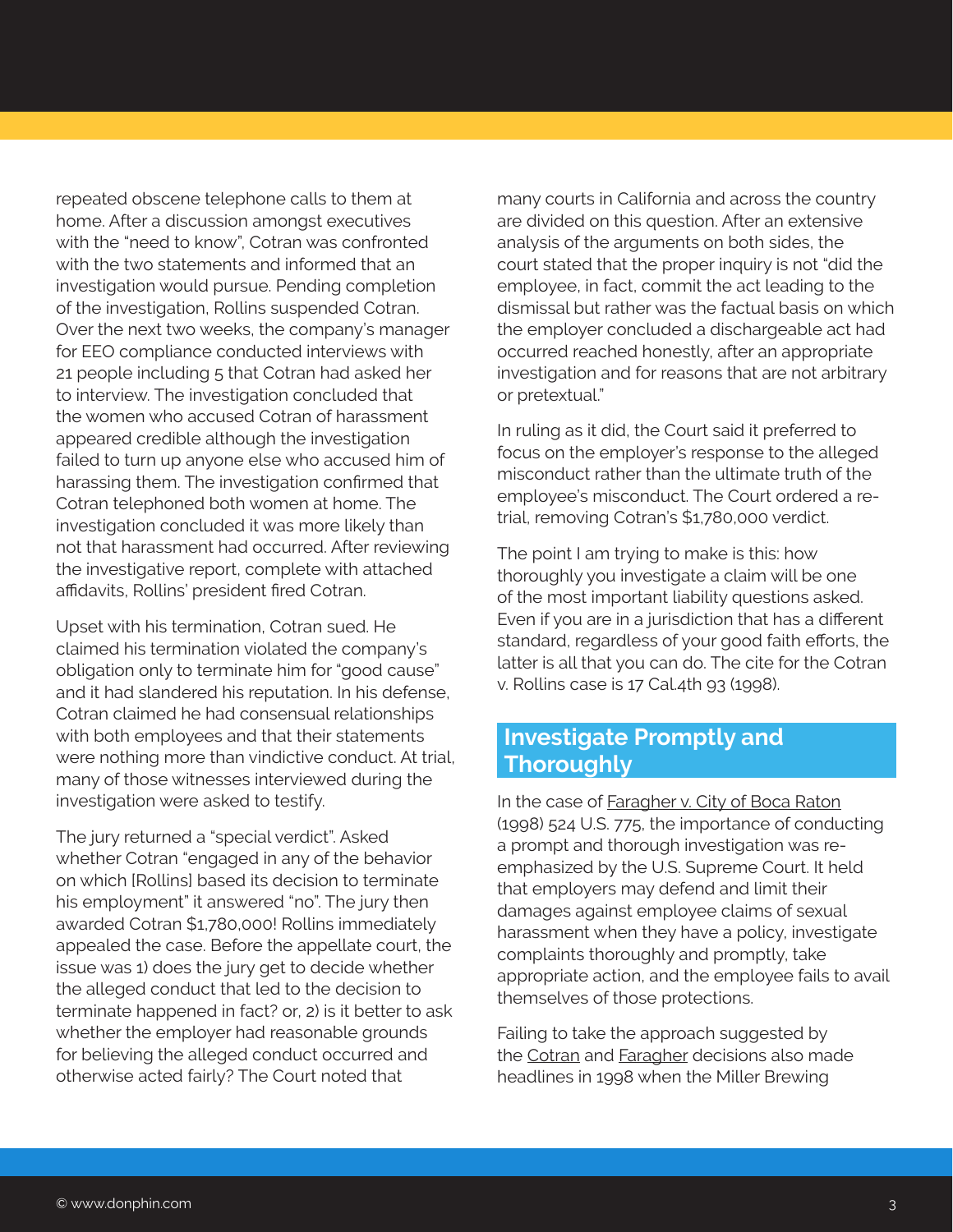repeated obscene telephone calls to them at home. After a discussion amongst executives with the "need to know", Cotran was confronted with the two statements and informed that an investigation would pursue. Pending completion of the investigation, Rollins suspended Cotran. Over the next two weeks, the company's manager for EEO compliance conducted interviews with 21 people including 5 that Cotran had asked her to interview. The investigation concluded that the women who accused Cotran of harassment appeared credible although the investigation failed to turn up anyone else who accused him of harassing them. The investigation confirmed that Cotran telephoned both women at home. The investigation concluded it was more likely than not that harassment had occurred. After reviewing the investigative report, complete with attached affidavits, Rollins' president fired Cotran.

Upset with his termination, Cotran sued. He claimed his termination violated the company's obligation only to terminate him for "good cause" and it had slandered his reputation. In his defense, Cotran claimed he had consensual relationships with both employees and that their statements were nothing more than vindictive conduct. At trial, many of those witnesses interviewed during the investigation were asked to testify.

The jury returned a "special verdict". Asked whether Cotran "engaged in any of the behavior on which [Rollins] based its decision to terminate his employment" it answered "no". The jury then awarded Cotran $1,780,000! Rollins immediately appealed the case. Before the appellate court, the issue was 1) does the jury get to decide whether the alleged conduct that led to the decision to terminate happened in fact? or, 2) is it better to ask whether the employer had reasonable grounds for believing the alleged conduct occurred and otherwise acted fairly? The Court noted that many courts in California and across the country are divided on this question. After an extensive analysis of the arguments on both sides, the court stated that the proper inquiry is not "did the employee, in fact, commit the act leading to the dismissal but rather was the factual basis on which the employer concluded a dischargeable act had occurred reached honestly, after an appropriate investigation and for reasons that are not arbitrary or pretextual."

In ruling as it did, the Court said it preferred to focus on the employer's response to the alleged misconduct rather than the ultimate truth of the employee's misconduct. The Court ordered a re-trial, removing Cotran's $1,780,000 verdict.

The point I am trying to make is this: how thoroughly you investigate a claim will be one of the most important liability questions asked. Even if you are in a jurisdiction that has a different standard, regardless of your good faith efforts, the latter is all that you can do. The cite for the Cotran v. Rollins case is 17 Cal.4th 93 (1998).

## Investigate Promptly and Thoroughly

In the case of Faragher v. City of Boca Raton (1998) 524 U.S. 775, the importance of conducting a prompt and thorough investigation was re-emphasized by the U.S. Supreme Court. It held that employers may defend and limit their damages against employee claims of sexual harassment when they have a policy, investigate complaints thoroughly and promptly, take appropriate action, and the employee fails to avail themselves of those protections.

Failing to take the approach suggested by the Cotran and Faragher decisions also made headlines in 1998 when the Miller Brewing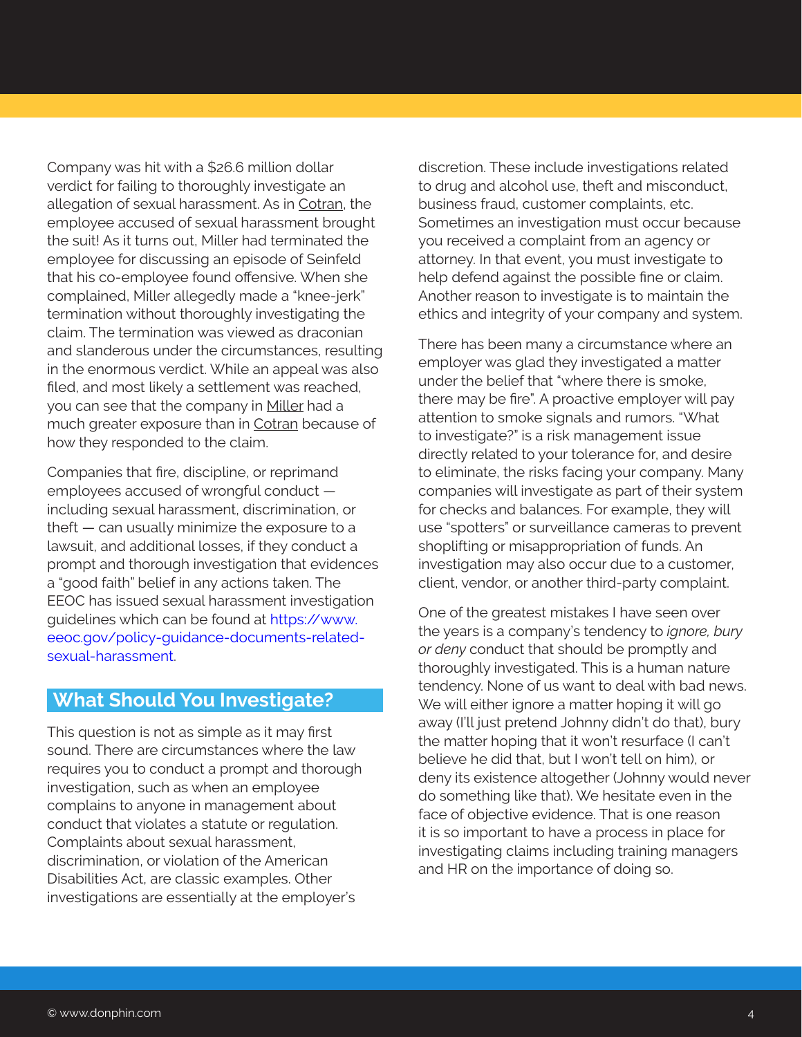Company was hit with a $26.6 million dollar verdict for failing to thoroughly investigate an allegation of sexual harassment. As in Cotran, the employee accused of sexual harassment brought the suit! As it turns out, Miller had terminated the employee for discussing an episode of Seinfeld that his co-employee found offensive. When she complained, Miller allegedly made a "knee-jerk" termination without thoroughly investigating the claim. The termination was viewed as draconian and slanderous under the circumstances, resulting in the enormous verdict. While an appeal was also filed, and most likely a settlement was reached, you can see that the company in Miller had a much greater exposure than in Cotran because of how they responded to the claim.

Companies that fire, discipline, or reprimand employees accused of wrongful conduct — including sexual harassment, discrimination, or theft — can usually minimize the exposure to a lawsuit, and additional losses, if they conduct a prompt and thorough investigation that evidences a "good faith" belief in any actions taken. The EEOC has issued sexual harassment investigation guidelines which can be found at https://www.eeoc.gov/policy-guidance-documents-related-sexual-harassment.

## What Should You Investigate?

This question is not as simple as it may first sound. There are circumstances where the law requires you to conduct a prompt and thorough investigation, such as when an employee complains to anyone in management about conduct that violates a statute or regulation. Complaints about sexual harassment, discrimination, or violation of the American Disabilities Act, are classic examples. Other investigations are essentially at the employer's discretion. These include investigations related to drug and alcohol use, theft and misconduct, business fraud, customer complaints, etc. Sometimes an investigation must occur because you received a complaint from an agency or attorney. In that event, you must investigate to help defend against the possible fine or claim. Another reason to investigate is to maintain the ethics and integrity of your company and system.

There has been many a circumstance where an employer was glad they investigated a matter under the belief that "where there is smoke, there may be fire". A proactive employer will pay attention to smoke signals and rumors. "What to investigate?" is a risk management issue directly related to your tolerance for, and desire to eliminate, the risks facing your company. Many companies will investigate as part of their system for checks and balances. For example, they will use "spotters" or surveillance cameras to prevent shoplifting or misappropriation of funds. An investigation may also occur due to a customer, client, vendor, or another third-party complaint.

One of the greatest mistakes I have seen over the years is a company's tendency to *ignore, bury or deny* conduct that should be promptly and thoroughly investigated. This is a human nature tendency. None of us want to deal with bad news. We will either ignore a matter hoping it will go away (I'll just pretend Johnny didn't do that), bury the matter hoping that it won't resurface (I can't believe he did that, but I won't tell on him), or deny its existence altogether (Johnny would never do something like that). We hesitate even in the face of objective evidence. That is one reason it is so important to have a process in place for investigating claims including training managers and HR on the importance of doing so.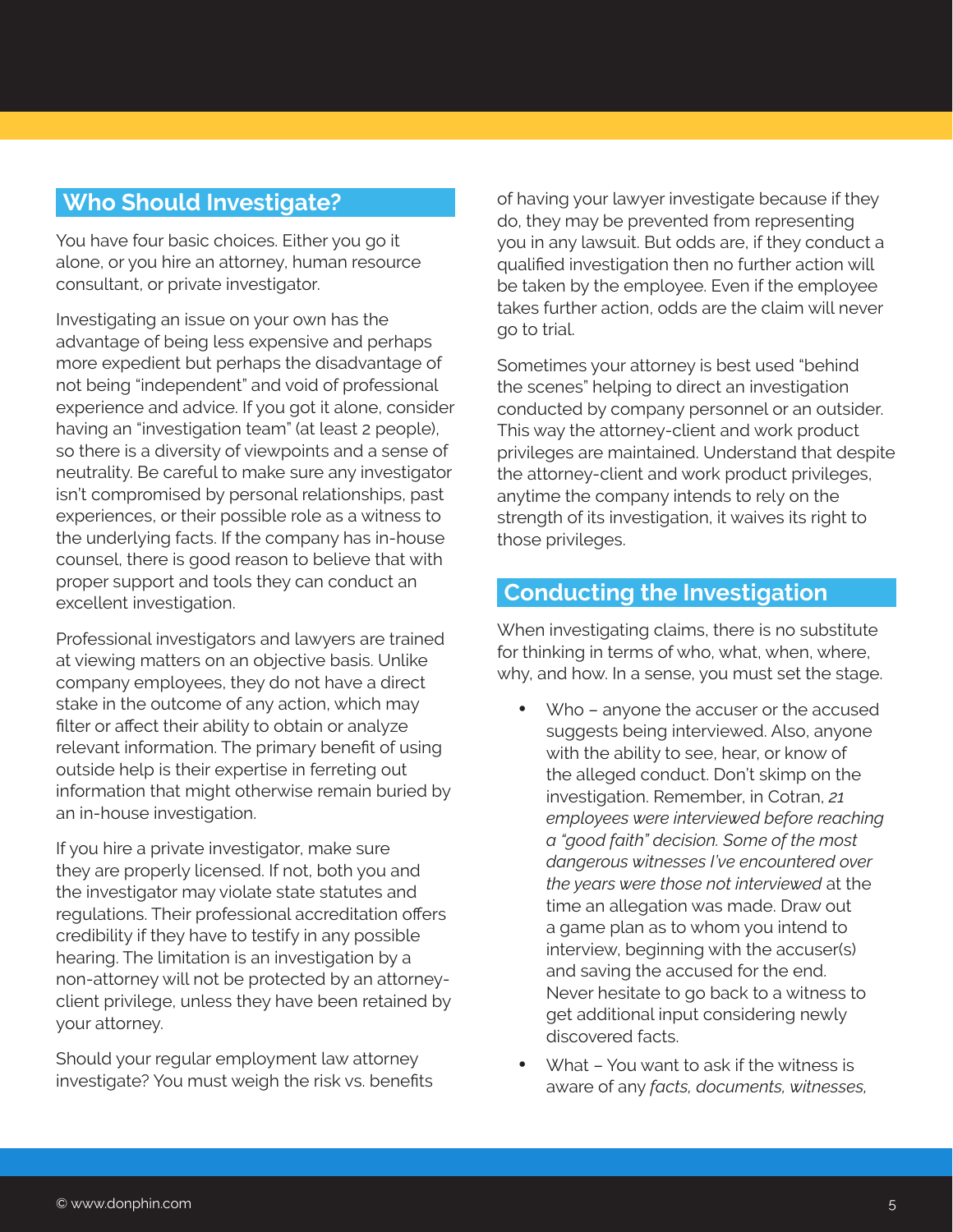## Who Should Investigate?

You have four basic choices. Either you go it alone, or you hire an attorney, human resource consultant, or private investigator.

Investigating an issue on your own has the advantage of being less expensive and perhaps more expedient but perhaps the disadvantage of not being "independent" and void of professional experience and advice. If you got it alone, consider having an "investigation team" (at least 2 people), so there is a diversity of viewpoints and a sense of neutrality. Be careful to make sure any investigator isn't compromised by personal relationships, past experiences, or their possible role as a witness to the underlying facts. If the company has in-house counsel, there is good reason to believe that with proper support and tools they can conduct an excellent investigation.

Professional investigators and lawyers are trained at viewing matters on an objective basis. Unlike company employees, they do not have a direct stake in the outcome of any action, which may filter or affect their ability to obtain or analyze relevant information. The primary benefit of using outside help is their expertise in ferreting out information that might otherwise remain buried by an in-house investigation.

If you hire a private investigator, make sure they are properly licensed. If not, both you and the investigator may violate state statutes and regulations. Their professional accreditation offers credibility if they have to testify in any possible hearing. The limitation is an investigation by a non-attorney will not be protected by an attorney-client privilege, unless they have been retained by your attorney.

Should your regular employment law attorney investigate? You must weigh the risk vs. benefits of having your lawyer investigate because if they do, they may be prevented from representing you in any lawsuit. But odds are, if they conduct a qualified investigation then no further action will be taken by the employee. Even if the employee takes further action, odds are the claim will never go to trial.

Sometimes your attorney is best used "behind the scenes" helping to direct an investigation conducted by company personnel or an outsider. This way the attorney-client and work product privileges are maintained. Understand that despite the attorney-client and work product privileges, anytime the company intends to rely on the strength of its investigation, it waives its right to those privileges.

## Conducting the Investigation

When investigating claims, there is no substitute for thinking in terms of who, what, when, where, why, and how. In a sense, you must set the stage.

- Who – anyone the accuser or the accused suggests being interviewed. Also, anyone with the ability to see, hear, or know of the alleged conduct. Don't skimp on the investigation. Remember, in Cotran, *21 employees were interviewed before reaching a "good faith" decision. Some of the most dangerous witnesses I've encountered over the years were those not interviewed* at the time an allegation was made. Draw out a game plan as to whom you intend to interview, beginning with the accuser(s) and saving the accused for the end. Never hesitate to go back to a witness to get additional input considering newly discovered facts.
- What – You want to ask if the witness is aware of any *facts, documents, witnesses,*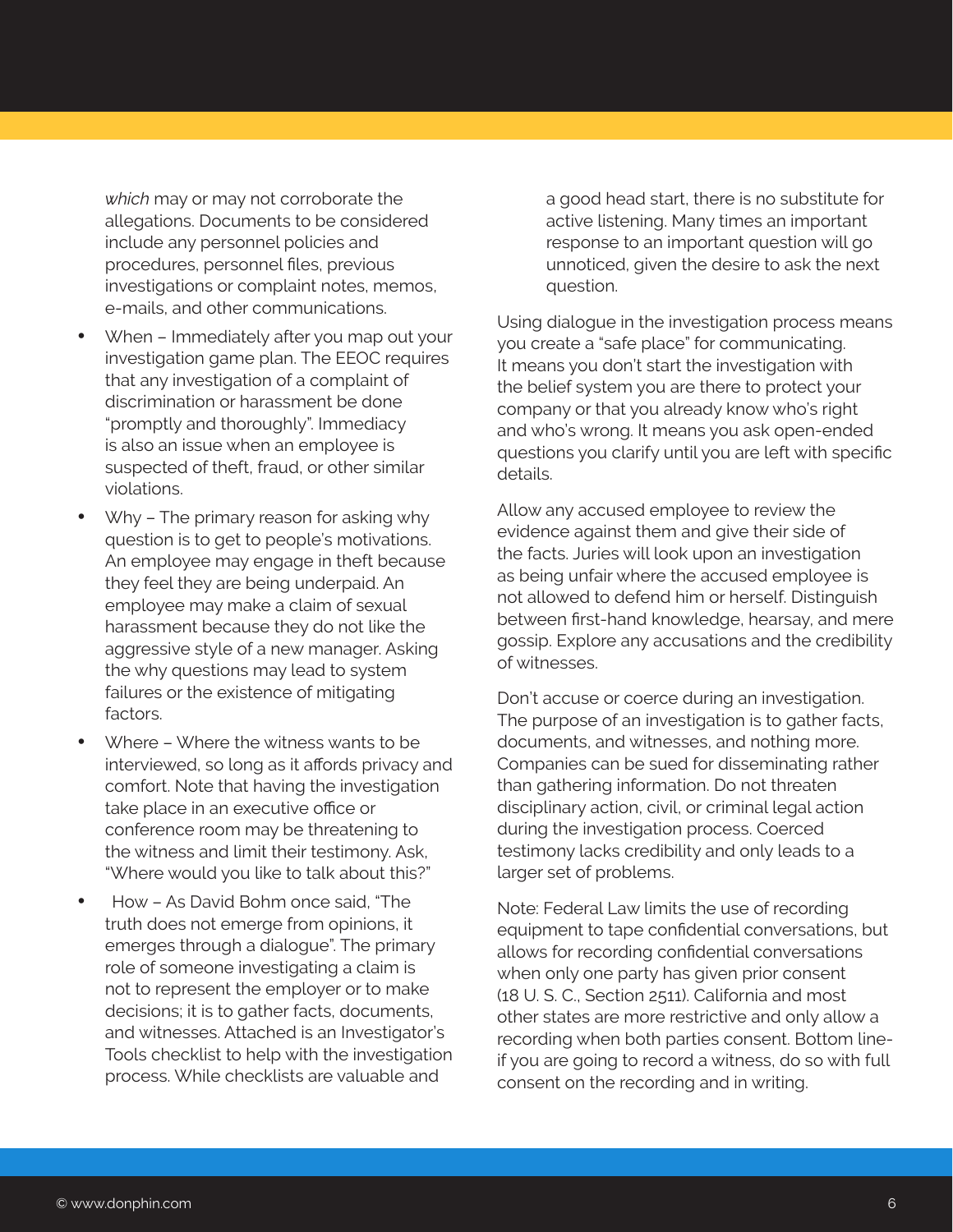*which* may or may not corroborate the allegations. Documents to be considered include any personnel policies and procedures, personnel files, previous investigations or complaint notes, memos, e-mails, and other communications.

- When – Immediately after you map out your investigation game plan. The EEOC requires that any investigation of a complaint of discrimination or harassment be done "promptly and thoroughly". Immediacy is also an issue when an employee is suspected of theft, fraud, or other similar violations.
- Why – The primary reason for asking why question is to get to people's motivations. An employee may engage in theft because they feel they are being underpaid. An employee may make a claim of sexual harassment because they do not like the aggressive style of a new manager. Asking the why questions may lead to system failures or the existence of mitigating factors.
- Where – Where the witness wants to be interviewed, so long as it affords privacy and comfort. Note that having the investigation take place in an executive office or conference room may be threatening to the witness and limit their testimony. Ask, "Where would you like to talk about this?"
- How – As David Bohm once said, "The truth does not emerge from opinions, it emerges through a dialogue". The primary role of someone investigating a claim is not to represent the employer or to make decisions; it is to gather facts, documents, and witnesses. Attached is an Investigator's Tools checklist to help with the investigation process. While checklists are valuable and a good head start, there is no substitute for active listening. Many times an important response to an important question will go unnoticed, given the desire to ask the next question.

Using dialogue in the investigation process means you create a "safe place" for communicating. It means you don't start the investigation with the belief system you are there to protect your company or that you already know who's right and who's wrong. It means you ask open-ended questions you clarify until you are left with specific details.

Allow any accused employee to review the evidence against them and give their side of the facts. Juries will look upon an investigation as being unfair where the accused employee is not allowed to defend him or herself. Distinguish between first-hand knowledge, hearsay, and mere gossip. Explore any accusations and the credibility of witnesses.

Don't accuse or coerce during an investigation. The purpose of an investigation is to gather facts, documents, and witnesses, and nothing more. Companies can be sued for disseminating rather than gathering information. Do not threaten disciplinary action, civil, or criminal legal action during the investigation process. Coerced testimony lacks credibility and only leads to a larger set of problems.

Note: Federal Law limits the use of recording equipment to tape confidential conversations, but allows for recording confidential conversations when only one party has given prior consent (18 U. S. C., Section 2511). California and most other states are more restrictive and only allow a recording when both parties consent. Bottom line- if you are going to record a witness, do so with full consent on the recording and in writing.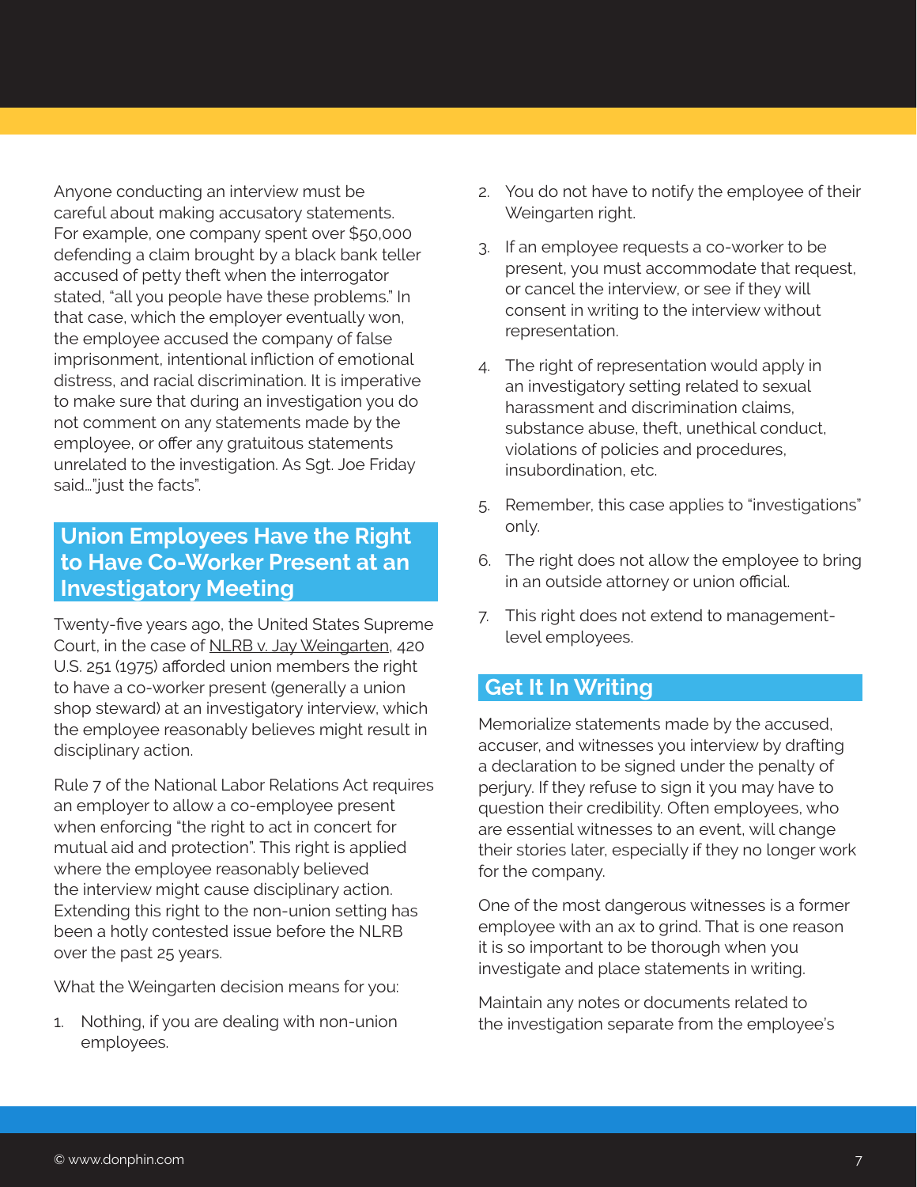Anyone conducting an interview must be careful about making accusatory statements. For example, one company spent over $50,000 defending a claim brought by a black bank teller accused of petty theft when the interrogator stated, "all you people have these problems." In that case, which the employer eventually won, the employee accused the company of false imprisonment, intentional infliction of emotional distress, and racial discrimination. It is imperative to make sure that during an investigation you do not comment on any statements made by the employee, or offer any gratuitous statements unrelated to the investigation. As Sgt. Joe Friday said…"just the facts".

## Union Employees Have the Right to Have Co-Worker Present at an Investigatory Meeting

Twenty-five years ago, the United States Supreme Court, in the case of NLRB v. Jay Weingarten, 420 U.S. 251 (1975) afforded union members the right to have a co-worker present (generally a union shop steward) at an investigatory interview, which the employee reasonably believes might result in disciplinary action.

Rule 7 of the National Labor Relations Act requires an employer to allow a co-employee present when enforcing "the right to act in concert for mutual aid and protection". This right is applied where the employee reasonably believed the interview might cause disciplinary action. Extending this right to the non-union setting has been a hotly contested issue before the NLRB over the past 25 years.

What the Weingarten decision means for you:

1. Nothing, if you are dealing with non-union employees.
2. You do not have to notify the employee of their Weingarten right.
3. If an employee requests a co-worker to be present, you must accommodate that request, or cancel the interview, or see if they will consent in writing to the interview without representation.
4. The right of representation would apply in an investigatory setting related to sexual harassment and discrimination claims, substance abuse, theft, unethical conduct, violations of policies and procedures, insubordination, etc.
5. Remember, this case applies to "investigations" only.
6. The right does not allow the employee to bring in an outside attorney or union official.
7. This right does not extend to management-level employees.

## Get It In Writing

Memorialize statements made by the accused, accuser, and witnesses you interview by drafting a declaration to be signed under the penalty of perjury. If they refuse to sign it you may have to question their credibility. Often employees, who are essential witnesses to an event, will change their stories later, especially if they no longer work for the company.

One of the most dangerous witnesses is a former employee with an ax to grind. That is one reason it is so important to be thorough when you investigate and place statements in writing.

Maintain any notes or documents related to the investigation separate from the employee's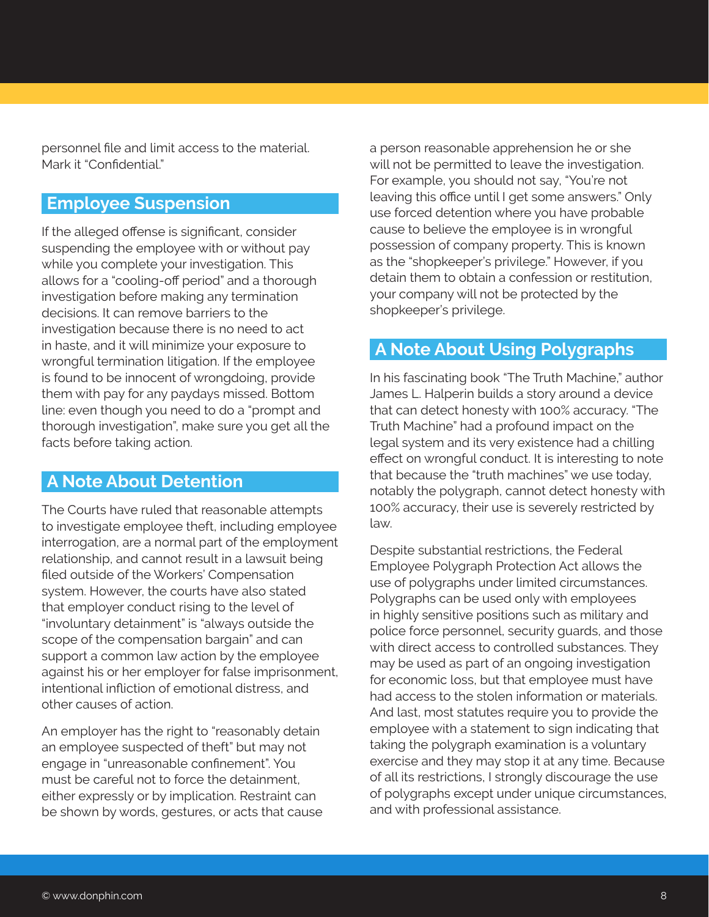personnel file and limit access to the material. Mark it "Confidential."

## Employee Suspension

If the alleged offense is significant, consider suspending the employee with or without pay while you complete your investigation. This allows for a "cooling-off period" and a thorough investigation before making any termination decisions. It can remove barriers to the investigation because there is no need to act in haste, and it will minimize your exposure to wrongful termination litigation. If the employee is found to be innocent of wrongdoing, provide them with pay for any paydays missed. Bottom line: even though you need to do a "prompt and thorough investigation", make sure you get all the facts before taking action.

## A Note About Detention

The Courts have ruled that reasonable attempts to investigate employee theft, including employee interrogation, are a normal part of the employment relationship, and cannot result in a lawsuit being filed outside of the Workers' Compensation system. However, the courts have also stated that employer conduct rising to the level of "involuntary detainment" is "always outside the scope of the compensation bargain" and can support a common law action by the employee against his or her employer for false imprisonment, intentional infliction of emotional distress, and other causes of action.

An employer has the right to "reasonably detain an employee suspected of theft" but may not engage in "unreasonable confinement". You must be careful not to force the detainment, either expressly or by implication. Restraint can be shown by words, gestures, or acts that cause a person reasonable apprehension he or she will not be permitted to leave the investigation. For example, you should not say, "You're not leaving this office until I get some answers." Only use forced detention where you have probable cause to believe the employee is in wrongful possession of company property. This is known as the "shopkeeper's privilege." However, if you detain them to obtain a confession or restitution, your company will not be protected by the shopkeeper's privilege.

## A Note About Using Polygraphs

In his fascinating book "The Truth Machine," author James L. Halperin builds a story around a device that can detect honesty with 100% accuracy. "The Truth Machine" had a profound impact on the legal system and its very existence had a chilling effect on wrongful conduct. It is interesting to note that because the "truth machines" we use today, notably the polygraph, cannot detect honesty with 100% accuracy, their use is severely restricted by law.

Despite substantial restrictions, the Federal Employee Polygraph Protection Act allows the use of polygraphs under limited circumstances. Polygraphs can be used only with employees in highly sensitive positions such as military and police force personnel, security guards, and those with direct access to controlled substances. They may be used as part of an ongoing investigation for economic loss, but that employee must have had access to the stolen information or materials. And last, most statutes require you to provide the employee with a statement to sign indicating that taking the polygraph examination is a voluntary exercise and they may stop it at any time. Because of all its restrictions, I strongly discourage the use of polygraphs except under unique circumstances, and with professional assistance.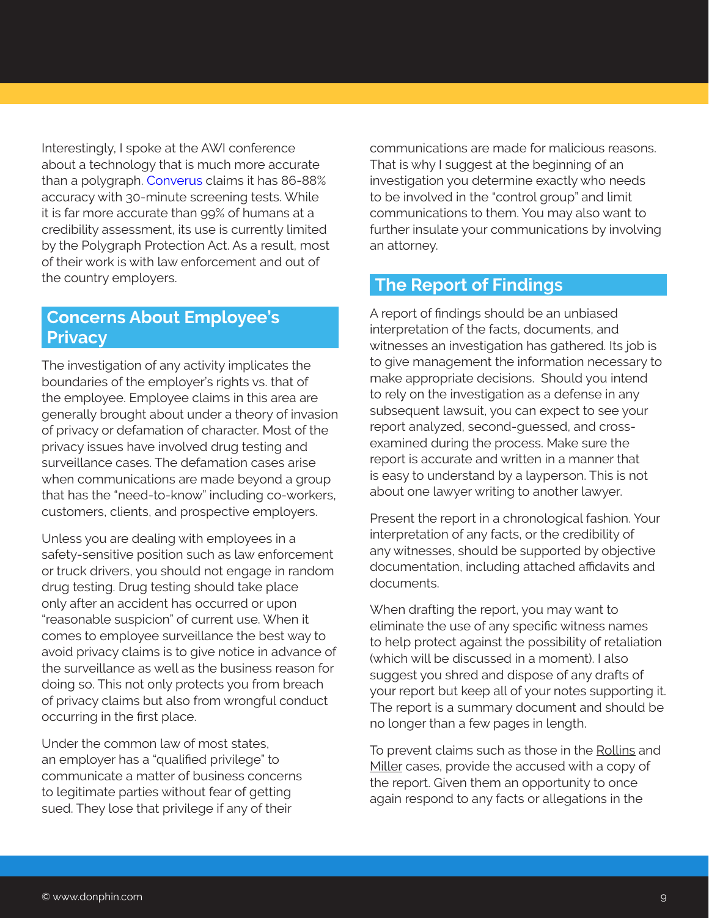Interestingly, I spoke at the AWI conference about a technology that is much more accurate than a polygraph. Converus claims it has 86-88% accuracy with 30-minute screening tests. While it is far more accurate than 99% of humans at a credibility assessment, its use is currently limited by the Polygraph Protection Act. As a result, most of their work is with law enforcement and out of the country employers.

## Concerns About Employee's Privacy

The investigation of any activity implicates the boundaries of the employer's rights vs. that of the employee. Employee claims in this area are generally brought about under a theory of invasion of privacy or defamation of character. Most of the privacy issues have involved drug testing and surveillance cases. The defamation cases arise when communications are made beyond a group that has the "need-to-know" including co-workers, customers, clients, and prospective employers.

Unless you are dealing with employees in a safety-sensitive position such as law enforcement or truck drivers, you should not engage in random drug testing. Drug testing should take place only after an accident has occurred or upon "reasonable suspicion" of current use. When it comes to employee surveillance the best way to avoid privacy claims is to give notice in advance of the surveillance as well as the business reason for doing so. This not only protects you from breach of privacy claims but also from wrongful conduct occurring in the first place.

Under the common law of most states, an employer has a "qualified privilege" to communicate a matter of business concerns to legitimate parties without fear of getting sued. They lose that privilege if any of their communications are made for malicious reasons. That is why I suggest at the beginning of an investigation you determine exactly who needs to be involved in the "control group" and limit communications to them. You may also want to further insulate your communications by involving an attorney.

## The Report of Findings

A report of findings should be an unbiased interpretation of the facts, documents, and witnesses an investigation has gathered. Its job is to give management the information necessary to make appropriate decisions. Should you intend to rely on the investigation as a defense in any subsequent lawsuit, you can expect to see your report analyzed, second-guessed, and cross-examined during the process. Make sure the report is accurate and written in a manner that is easy to understand by a layperson. This is not about one lawyer writing to another lawyer.

Present the report in a chronological fashion. Your interpretation of any facts, or the credibility of any witnesses, should be supported by objective documentation, including attached affidavits and documents.

When drafting the report, you may want to eliminate the use of any specific witness names to help protect against the possibility of retaliation (which will be discussed in a moment). I also suggest you shred and dispose of any drafts of your report but keep all of your notes supporting it. The report is a summary document and should be no longer than a few pages in length.

To prevent claims such as those in the Rollins and Miller cases, provide the accused with a copy of the report. Given them an opportunity to once again respond to any facts or allegations in the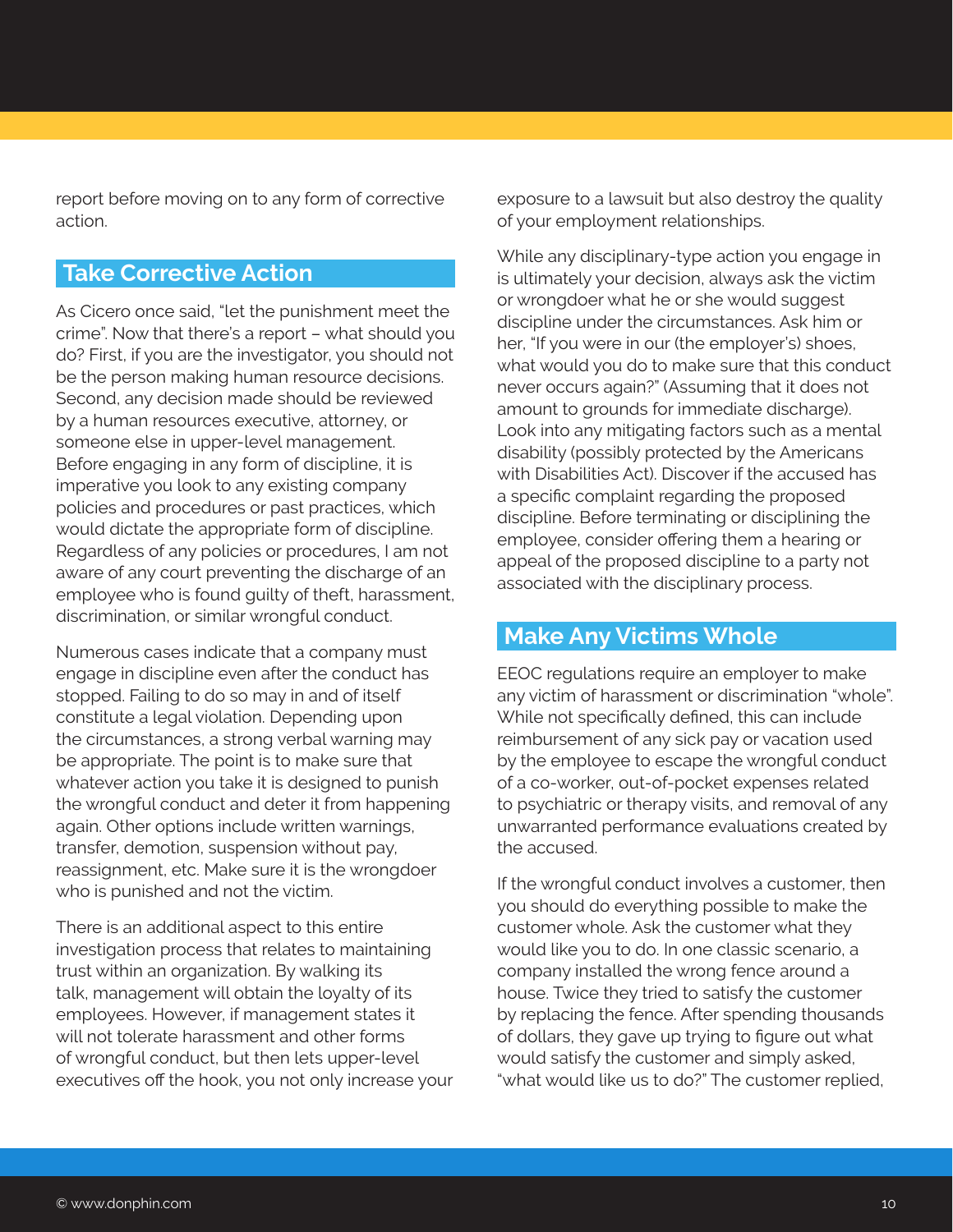report before moving on to any form of corrective action.

## Take Corrective Action

As Cicero once said, "let the punishment meet the crime". Now that there's a report – what should you do? First, if you are the investigator, you should not be the person making human resource decisions. Second, any decision made should be reviewed by a human resources executive, attorney, or someone else in upper-level management. Before engaging in any form of discipline, it is imperative you look to any existing company policies and procedures or past practices, which would dictate the appropriate form of discipline. Regardless of any policies or procedures, I am not aware of any court preventing the discharge of an employee who is found guilty of theft, harassment, discrimination, or similar wrongful conduct.

Numerous cases indicate that a company must engage in discipline even after the conduct has stopped. Failing to do so may in and of itself constitute a legal violation. Depending upon the circumstances, a strong verbal warning may be appropriate. The point is to make sure that whatever action you take it is designed to punish the wrongful conduct and deter it from happening again. Other options include written warnings, transfer, demotion, suspension without pay, reassignment, etc. Make sure it is the wrongdoer who is punished and not the victim.

There is an additional aspect to this entire investigation process that relates to maintaining trust within an organization. By walking its talk, management will obtain the loyalty of its employees. However, if management states it will not tolerate harassment and other forms of wrongful conduct, but then lets upper-level executives off the hook, you not only increase your exposure to a lawsuit but also destroy the quality of your employment relationships.

While any disciplinary-type action you engage in is ultimately your decision, always ask the victim or wrongdoer what he or she would suggest discipline under the circumstances. Ask him or her, "If you were in our (the employer's) shoes, what would you do to make sure that this conduct never occurs again?" (Assuming that it does not amount to grounds for immediate discharge). Look into any mitigating factors such as a mental disability (possibly protected by the Americans with Disabilities Act). Discover if the accused has a specific complaint regarding the proposed discipline. Before terminating or disciplining the employee, consider offering them a hearing or appeal of the proposed discipline to a party not associated with the disciplinary process.

## Make Any Victims Whole

EEOC regulations require an employer to make any victim of harassment or discrimination "whole". While not specifically defined, this can include reimbursement of any sick pay or vacation used by the employee to escape the wrongful conduct of a co-worker, out-of-pocket expenses related to psychiatric or therapy visits, and removal of any unwarranted performance evaluations created by the accused.

If the wrongful conduct involves a customer, then you should do everything possible to make the customer whole. Ask the customer what they would like you to do. In one classic scenario, a company installed the wrong fence around a house. Twice they tried to satisfy the customer by replacing the fence. After spending thousands of dollars, they gave up trying to figure out what would satisfy the customer and simply asked, "what would like us to do?" The customer replied,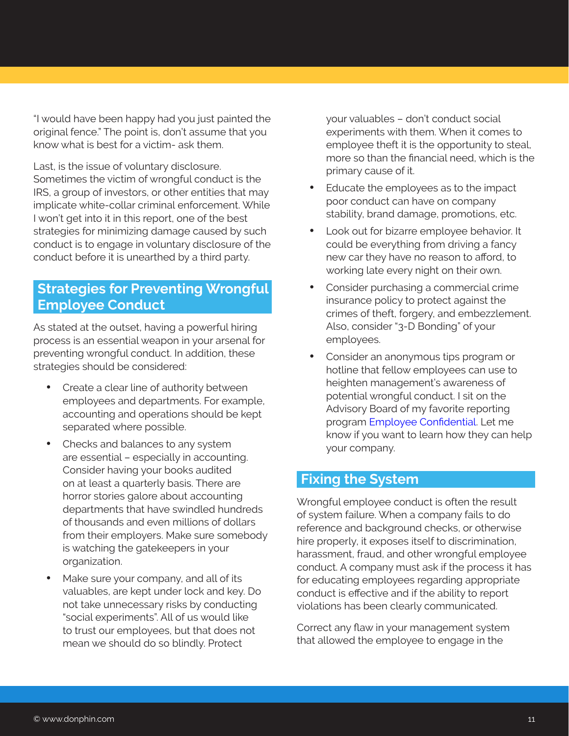"I would have been happy had you just painted the original fence." The point is, don't assume that you know what is best for a victim- ask them.

Last, is the issue of voluntary disclosure. Sometimes the victim of wrongful conduct is the IRS, a group of investors, or other entities that may implicate white-collar criminal enforcement. While I won't get into it in this report, one of the best strategies for minimizing damage caused by such conduct is to engage in voluntary disclosure of the conduct before it is unearthed by a third party.

## Strategies for Preventing Wrongful Employee Conduct

As stated at the outset, having a powerful hiring process is an essential weapon in your arsenal for preventing wrongful conduct. In addition, these strategies should be considered:

- Create a clear line of authority between employees and departments. For example, accounting and operations should be kept separated where possible.
- Checks and balances to any system are essential – especially in accounting. Consider having your books audited on at least a quarterly basis. There are horror stories galore about accounting departments that have swindled hundreds of thousands and even millions of dollars from their employers. Make sure somebody is watching the gatekeepers in your organization.
- Make sure your company, and all of its valuables, are kept under lock and key. Do not take unnecessary risks by conducting "social experiments". All of us would like to trust our employees, but that does not mean we should do so blindly. Protect your valuables – don't conduct social experiments with them. When it comes to employee theft it is the opportunity to steal, more so than the financial need, which is the primary cause of it.
- Educate the employees as to the impact poor conduct can have on company stability, brand damage, promotions, etc.
- Look out for bizarre employee behavior. It could be everything from driving a fancy new car they have no reason to afford, to working late every night on their own.
- Consider purchasing a commercial crime insurance policy to protect against the crimes of theft, forgery, and embezzlement. Also, consider "3-D Bonding" of your employees.
- Consider an anonymous tips program or hotline that fellow employees can use to heighten management's awareness of potential wrongful conduct. I sit on the Advisory Board of my favorite reporting program Employee Confidential. Let me know if you want to learn how they can help your company.

## Fixing the System

Wrongful employee conduct is often the result of system failure. When a company fails to do reference and background checks, or otherwise hire properly, it exposes itself to discrimination, harassment, fraud, and other wrongful employee conduct. A company must ask if the process it has for educating employees regarding appropriate conduct is effective and if the ability to report violations has been clearly communicated.

Correct any flaw in your management system that allowed the employee to engage in the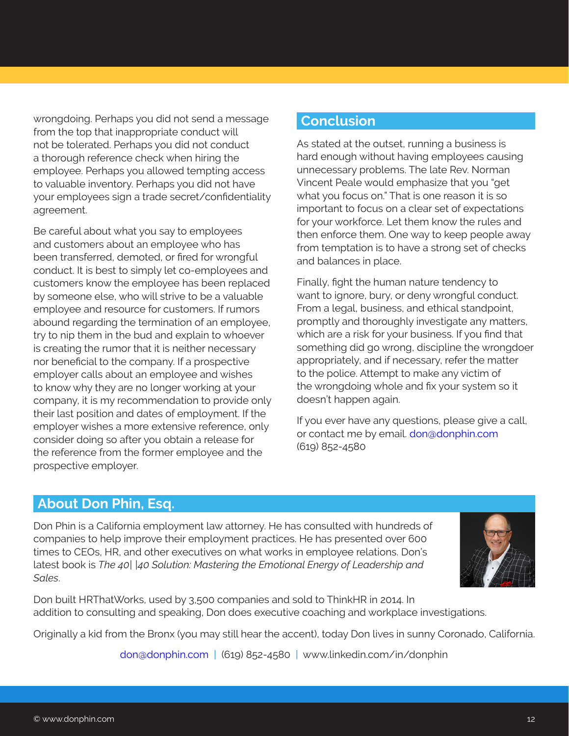wrongdoing. Perhaps you did not send a message from the top that inappropriate conduct will not be tolerated. Perhaps you did not conduct a thorough reference check when hiring the employee. Perhaps you allowed tempting access to valuable inventory. Perhaps you did not have your employees sign a trade secret/confidentiality agreement.

Be careful about what you say to employees and customers about an employee who has been transferred, demoted, or fired for wrongful conduct. It is best to simply let co-employees and customers know the employee has been replaced by someone else, who will strive to be a valuable employee and resource for customers. If rumors abound regarding the termination of an employee, try to nip them in the bud and explain to whoever is creating the rumor that it is neither necessary nor beneficial to the company. If a prospective employer calls about an employee and wishes to know why they are no longer working at your company, it is my recommendation to provide only their last position and dates of employment. If the employer wishes a more extensive reference, only consider doing so after you obtain a release for the reference from the former employee and the prospective employer.

## Conclusion

As stated at the outset, running a business is hard enough without having employees causing unnecessary problems. The late Rev. Norman Vincent Peale would emphasize that you "get what you focus on." That is one reason it is so important to focus on a clear set of expectations for your workforce. Let them know the rules and then enforce them. One way to keep people away from temptation is to have a strong set of checks and balances in place.

Finally, fight the human nature tendency to want to ignore, bury, or deny wrongful conduct. From a legal, business, and ethical standpoint, promptly and thoroughly investigate any matters, which are a risk for your business. If you find that something did go wrong, discipline the wrongdoer appropriately, and if necessary, refer the matter to the police. Attempt to make any victim of the wrongdoing whole and fix your system so it doesn't happen again.

If you ever have any questions, please give a call, or contact me by email. don@donphin.com
(619) 852-4580

## About Don Phin, Esq.

Don Phin is a California employment law attorney. He has consulted with hundreds of companies to help improve their employment practices. He has presented over 600 times to CEOs, HR, and other executives on what works in employee relations. Don's latest book is *The 40| |40 Solution: Mastering the Emotional Energy of Leadership and Sales*.

Don built HRThatWorks, used by 3,500 companies and sold to ThinkHR in 2014. In addition to consulting and speaking, Don does executive coaching and workplace investigations.

Originally a kid from the Bronx (you may still hear the accent), today Don lives in sunny Coronado, California.

don@donphin.com | (619) 852-4580 | www.linkedin.com/in/donphin